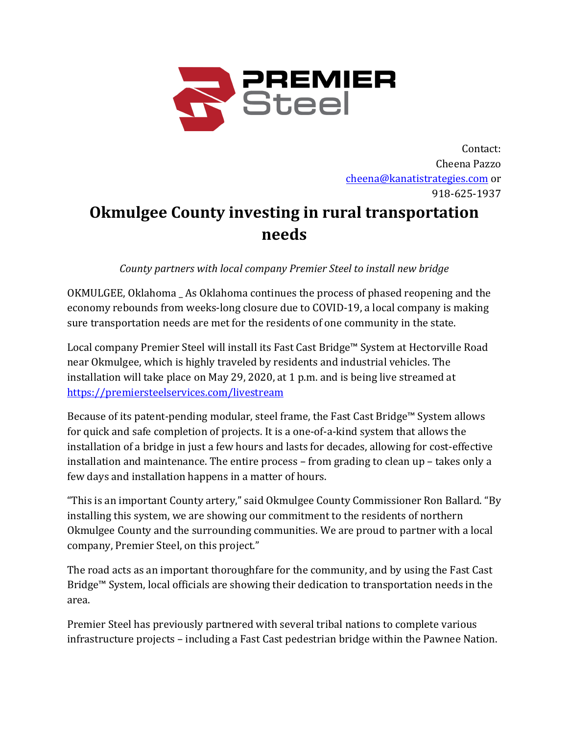PREMIER Steel

Contact:
Cheena Pazzo
[cheena@kanatistrategies.com](mailto:cheena@kanatistrategies.com) or
918-625-1937

# Okmulgee County investing in rural transportation needs

*County partners with local company Premier Steel to install new bridge*

OKMULGEE, Oklahoma _ As Oklahoma continues the process of phased reopening and the economy rebounds from weeks-long closure due to COVID-19, a local company is making sure transportation needs are met for the residents of one community in the state.

Local company Premier Steel will install its Fast Cast Bridge™ System at Hectorville Road near Okmulgee, which is highly traveled by residents and industrial vehicles. The installation will take place on May 29, 2020, at 1 p.m. and is being live streamed at [https://premiersteelservices.com/livestream](https://premiersteelservices.com/livestream)

Because of its patent-pending modular, steel frame, the Fast Cast Bridge™ System allows for quick and safe completion of projects. It is a one-of-a-kind system that allows the installation of a bridge in just a few hours and lasts for decades, allowing for cost-effective installation and maintenance. The entire process – from grading to clean up – takes only a few days and installation happens in a matter of hours.

"This is an important County artery," said Okmulgee County Commissioner Ron Ballard. "By installing this system, we are showing our commitment to the residents of northern Okmulgee County and the surrounding communities. We are proud to partner with a local company, Premier Steel, on this project."

The road acts as an important thoroughfare for the community, and by using the Fast Cast Bridge™ System, local officials are showing their dedication to transportation needs in the area.

Premier Steel has previously partnered with several tribal nations to complete various infrastructure projects – including a Fast Cast pedestrian bridge within the Pawnee Nation.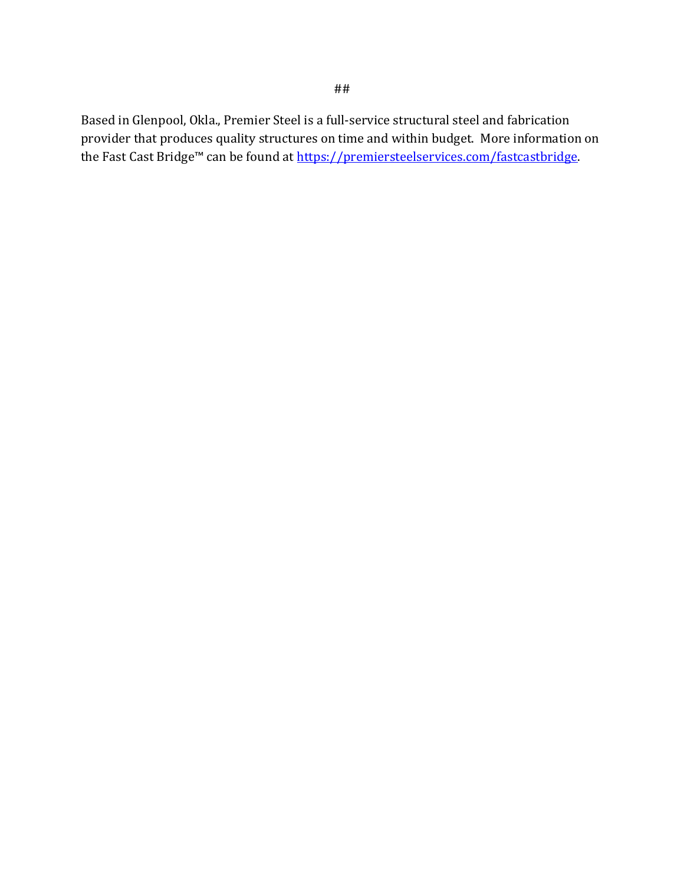##

Based in Glenpool, Okla., Premier Steel is a full-service structural steel and fabrication provider that produces quality structures on time and within budget. More information on the Fast Cast Bridge™ can be found at [https://premiersteelservices.com/fastcastbridge](https://premiersteelservices.com/fastcastbridge).